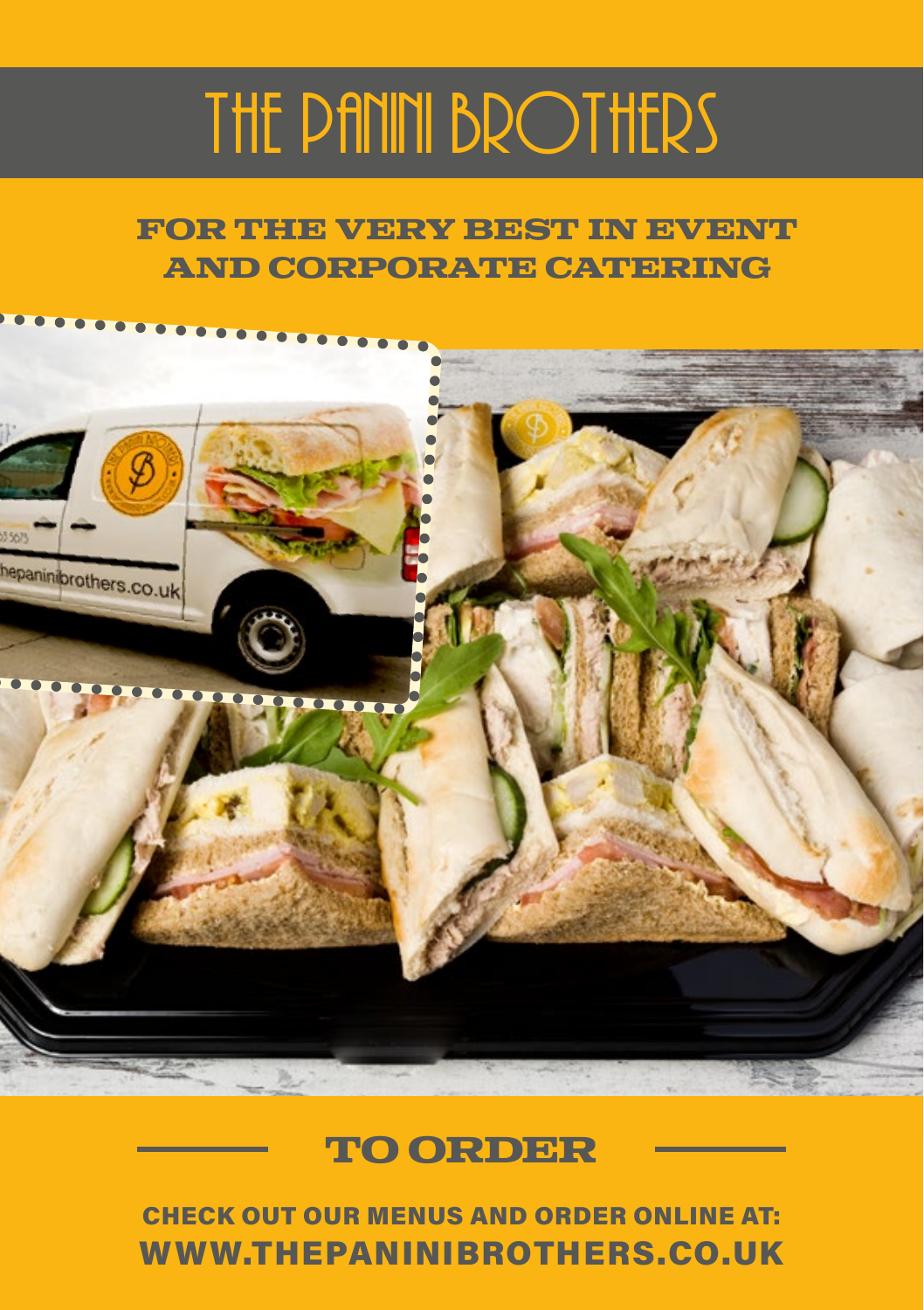# THE PANINI BROTHERS

## FOR THE VERY BEST IN EVENT AND CORPORATE CATERING

## TO ORDER

**CHECK OUT OUR MENUS AND ORDER ONLINE AT:**
**WWW.THEPANINIBROTHERS.CO.UK**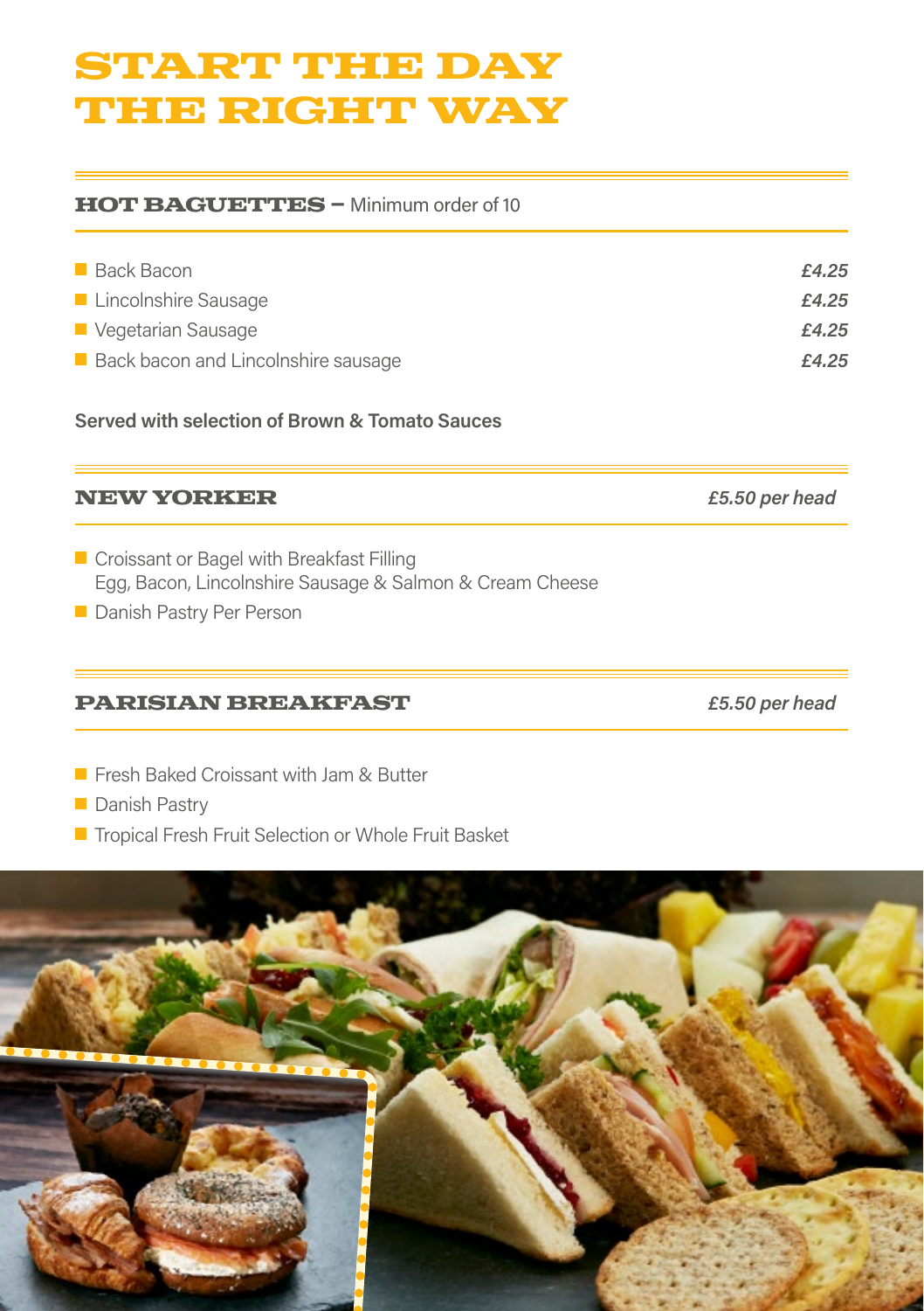# START THE DAY THE RIGHT WAY

## HOT BAGUETTES – Minimum order of 10

| Item | Price |
| --- | --- |
| Back Bacon | *£4.25* |
| Lincolnshire Sausage | *£4.25* |
| Vegetarian Sausage | *£4.25* |
| Back bacon and Lincolnshire sausage | *£4.25* |

**Served with selection of Brown & Tomato Sauces**

## NEW YORKER

*£5.50 per head*

- Croissant or Bagel with Breakfast Filling
  Egg, Bacon, Lincolnshire Sausage & Salmon & Cream Cheese
- Danish Pastry Per Person

## PARISIAN BREAKFAST

*£5.50 per head*

- Fresh Baked Croissant with Jam & Butter
- Danish Pastry
- Tropical Fresh Fruit Selection or Whole Fruit Basket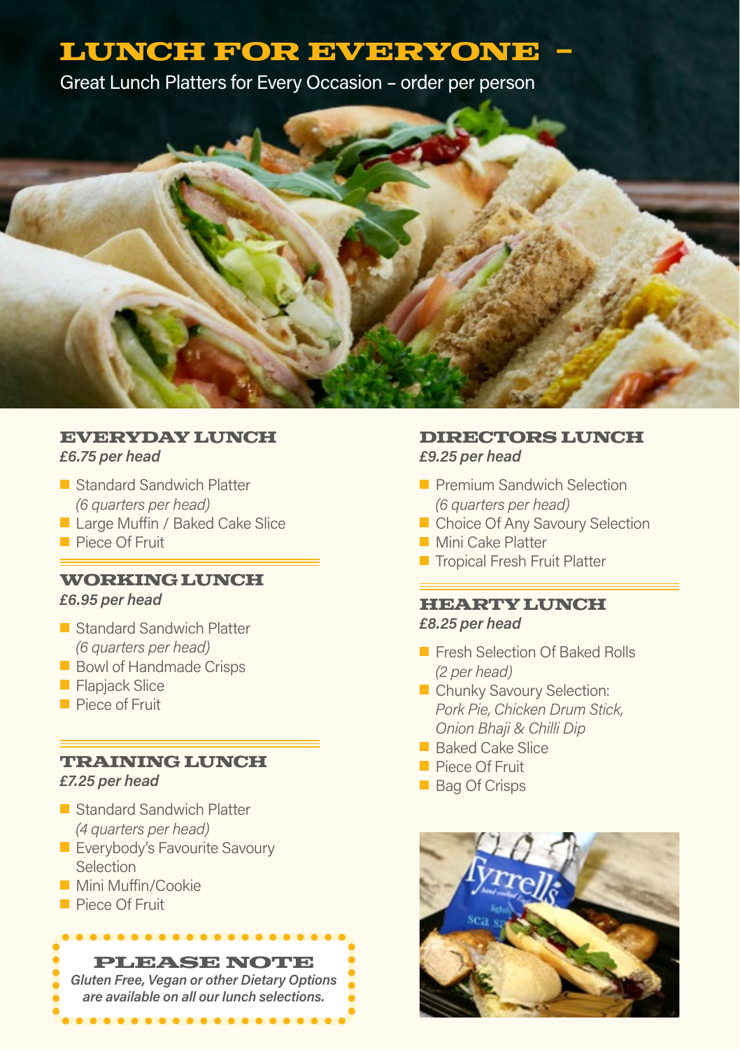# LUNCH FOR EVERYONE –

Great Lunch Platters for Every Occasion – order per person

## EVERYDAY LUNCH

***£6.75 per head***

- Standard Sandwich Platter *(6 quarters per head)*
- Large Muffin / Baked Cake Slice
- Piece Of Fruit

## WORKING LUNCH

***£6.95 per head***

- Standard Sandwich Platter *(6 quarters per head)*
- Bowl of Handmade Crisps
- Flapjack Slice
- Piece of Fruit

## TRAINING LUNCH

***£7.25 per head***

- Standard Sandwich Platter *(4 quarters per head)*
- Everybody's Favourite Savoury Selection
- Mini Muffin/Cookie
- Piece Of Fruit

## DIRECTORS LUNCH

***£9.25 per head***

- Premium Sandwich Selection *(6 quarters per head)*
- Choice Of Any Savoury Selection
- Mini Cake Platter
- Tropical Fresh Fruit Platter

## HEARTY LUNCH

***£8.25 per head***

- Fresh Selection Of Baked Rolls *(2 per head)*
- Chunky Savoury Selection: *Pork Pie, Chicken Drum Stick, Onion Bhaji & Chilli Dip*
- Baked Cake Slice
- Piece Of Fruit
- Bag Of Crisps

### PLEASE NOTE

***Gluten Free, Vegan or other Dietary Options are available on all our lunch selections.***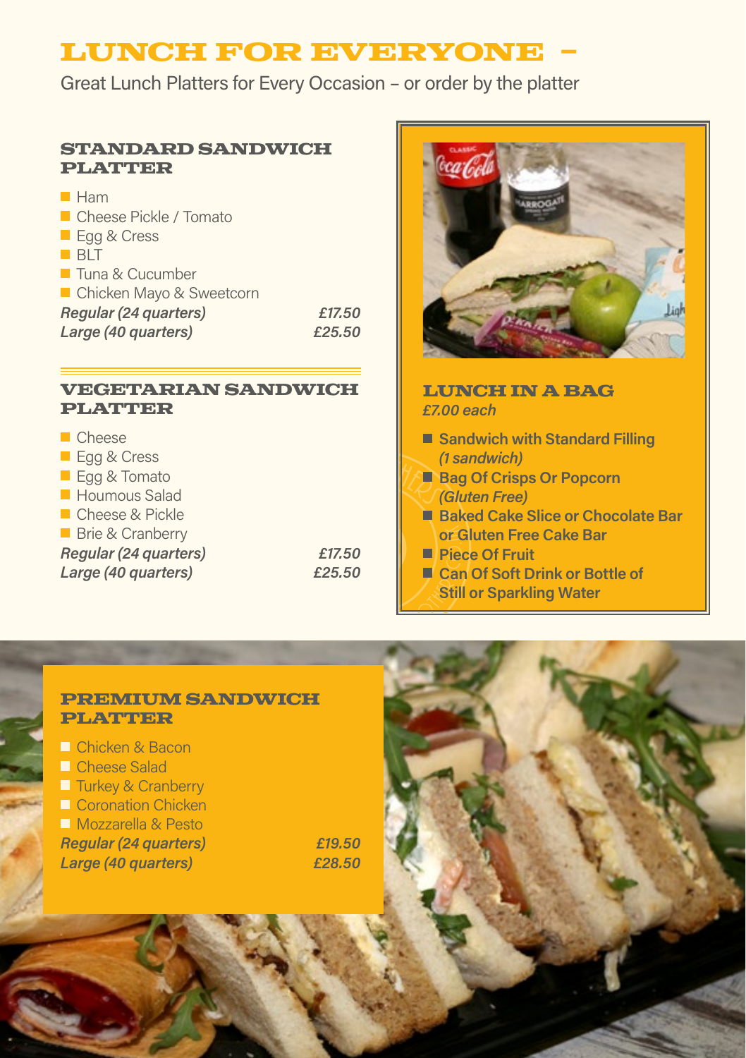# LUNCH FOR EVERYONE –

Great Lunch Platters for Every Occasion – or order by the platter

## STANDARD SANDWICH PLATTER

- Ham
- Cheese Pickle / Tomato
- Egg & Cress
- BLT
- Tuna & Cucumber
- Chicken Mayo & Sweetcorn

| | |
|---|---|
| *Regular (24 quarters)* | *£17.50* |
| *Large (40 quarters)* | *£25.50* |

## VEGETARIAN SANDWICH PLATTER

- Cheese
- Egg & Cress
- Egg & Tomato
- Houmous Salad
- Cheese & Pickle
- Brie & Cranberry

| | |
|---|---|
| *Regular (24 quarters)* | *£17.50* |
| *Large (40 quarters)* | *£25.50* |

## LUNCH IN A BAG

*£7.00 each*

- **Sandwich with Standard Filling** *(1 sandwich)*
- **Bag Of Crisps Or Popcorn** *(Gluten Free)*
- **Baked Cake Slice or Chocolate Bar or Gluten Free Cake Bar**
- **Piece Of Fruit**
- **Can Of Soft Drink or Bottle of Still or Sparkling Water**

## PREMIUM SANDWICH PLATTER

- Chicken & Bacon
- Cheese Salad
- Turkey & Cranberry
- Coronation Chicken
- Mozzarella & Pesto

| | |
|---|---|
| *Regular (24 quarters)* | *£19.50* |
| *Large (40 quarters)* | *£28.50* |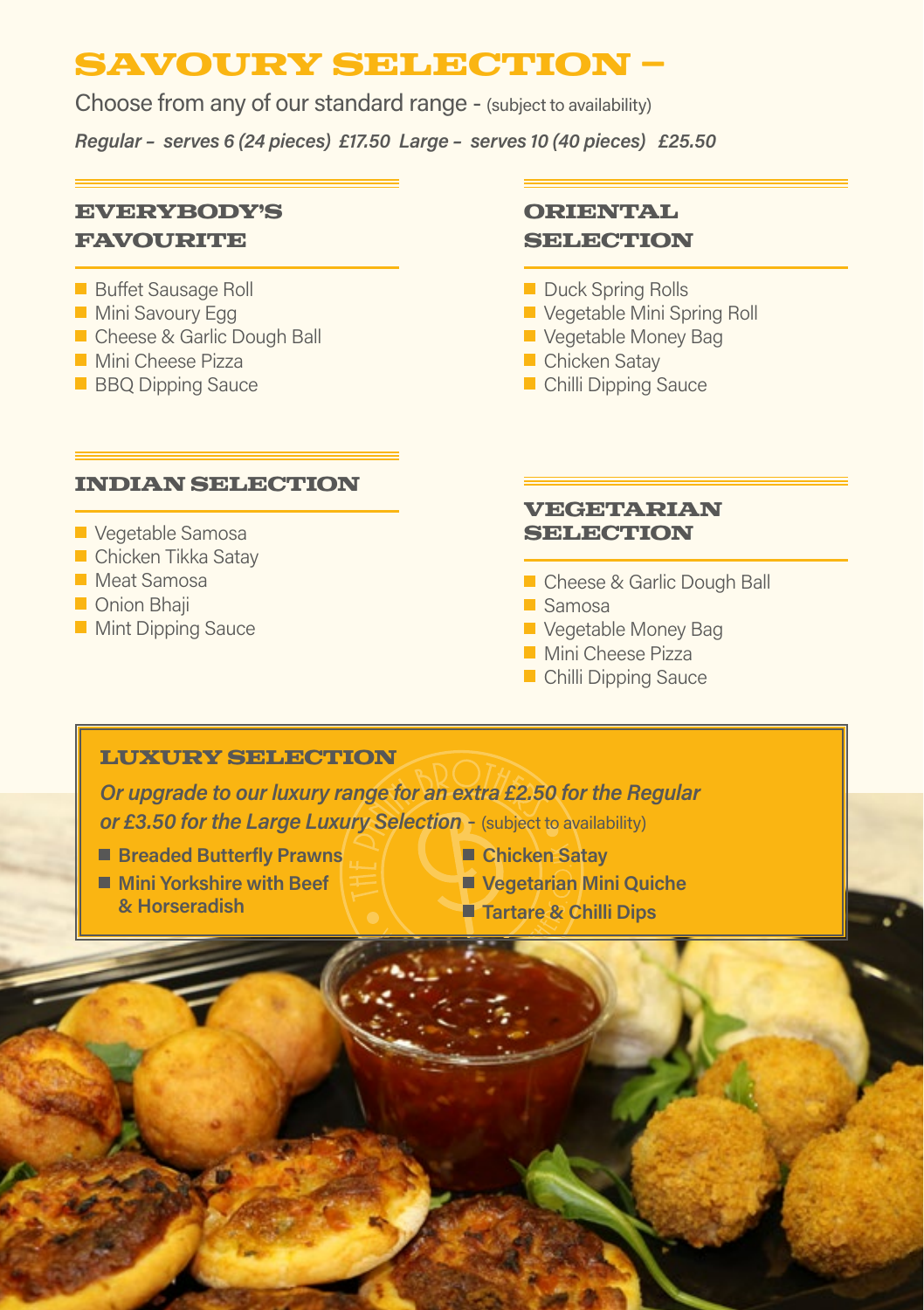# SAVOURY SELECTION –

Choose from any of our standard range - (subject to availability)

*Regular – serves 6 (24 pieces) £17.50 Large – serves 10 (40 pieces) £25.50*

## EVERYBODY'S FAVOURITE

- Buffet Sausage Roll
- Mini Savoury Egg
- Cheese & Garlic Dough Ball
- Mini Cheese Pizza
- BBQ Dipping Sauce

## ORIENTAL SELECTION

- Duck Spring Rolls
- Vegetable Mini Spring Roll
- Vegetable Money Bag
- Chicken Satay
- Chilli Dipping Sauce

## INDIAN SELECTION

- Vegetable Samosa
- Chicken Tikka Satay
- Meat Samosa
- Onion Bhaji
- Mint Dipping Sauce

## VEGETARIAN SELECTION

- Cheese & Garlic Dough Ball
- Samosa
- Vegetable Money Bag
- Mini Cheese Pizza
- Chilli Dipping Sauce

## LUXURY SELECTION

*Or upgrade to our luxury range for an extra £2.50 for the Regular or £3.50 for the Large Luxury Selection* - (subject to availability)

- **Breaded Butterfly Prawns**
- **Mini Yorkshire with Beef & Horseradish**
- **Chicken Satay**
- **Vegetarian Mini Quiche**
- **Tartare & Chilli Dips**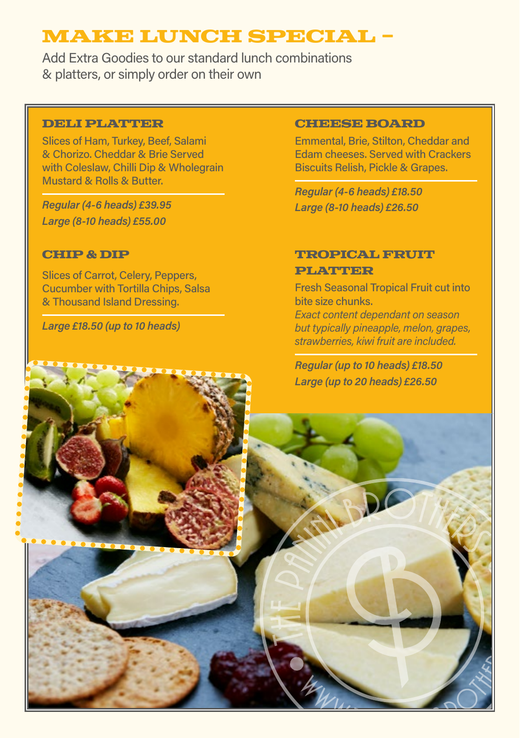# MAKE LUNCH SPECIAL –

Add Extra Goodies to our standard lunch combinations & platters, or simply order on their own

## DELI PLATTER

Slices of Ham, Turkey, Beef, Salami & Chorizo. Cheddar & Brie Served with Coleslaw, Chilli Dip & Wholegrain Mustard & Rolls & Butter.

*Regular (4-6 heads) £39.95*
*Large (8-10 heads) £55.00*

## CHIP & DIP

Slices of Carrot, Celery, Peppers, Cucumber with Tortilla Chips, Salsa & Thousand Island Dressing.

*Large £18.50 (up to 10 heads)*

## CHEESE BOARD

Emmental, Brie, Stilton, Cheddar and Edam cheeses. Served with Crackers Biscuits Relish, Pickle & Grapes.

*Regular (4-6 heads) £18.50*
*Large (8-10 heads) £26.50*

## TROPICAL FRUIT PLATTER

Fresh Seasonal Tropical Fruit cut into bite size chunks.
*Exact content dependant on season but typically pineapple, melon, grapes, strawberries, kiwi fruit are included.*

*Regular (up to 10 heads) £18.50*
*Large (up to 20 heads) £26.50*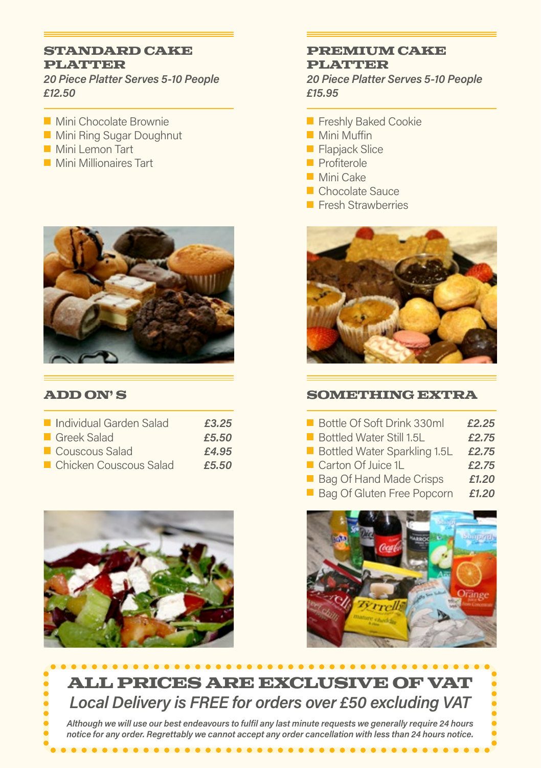## STANDARD CAKE PLATTER

*20 Piece Platter Serves 5-10 People*
*£12.50*

- Mini Chocolate Brownie
- Mini Ring Sugar Doughnut
- Mini Lemon Tart
- Mini Millionaires Tart

## PREMIUM CAKE PLATTER

*20 Piece Platter Serves 5-10 People*
*£15.95*

- Freshly Baked Cookie
- Mini Muffin
- Flapjack Slice
- Profiterole
- Mini Cake
- Chocolate Sauce
- Fresh Strawberries

## ADD ON' S

| Item | Price |
|---|---|
| Individual Garden Salad | *£3.25* |
| Greek Salad | *£5.50* |
| Couscous Salad | *£4.95* |
| Chicken Couscous Salad | *£5.50* |

## SOMETHING EXTRA

| Item | Price |
|---|---|
| Bottle Of Soft Drink 330ml | *£2.25* |
| Bottled Water Still 1.5L | *£2.75* |
| Bottled Water Sparkling 1.5L | *£2.75* |
| Carton Of Juice 1L | *£2.75* |
| Bag Of Hand Made Crisps | *£1.20* |
| Bag Of Gluten Free Popcorn | *£1.20* |

## ALL PRICES ARE EXCLUSIVE OF VAT

*Local Delivery is FREE for orders over £50 excluding VAT*

***Although we will use our best endeavours to fulfil any last minute requests we generally require 24 hours notice for any order. Regrettably we cannot accept any order cancellation with less than 24 hours notice.***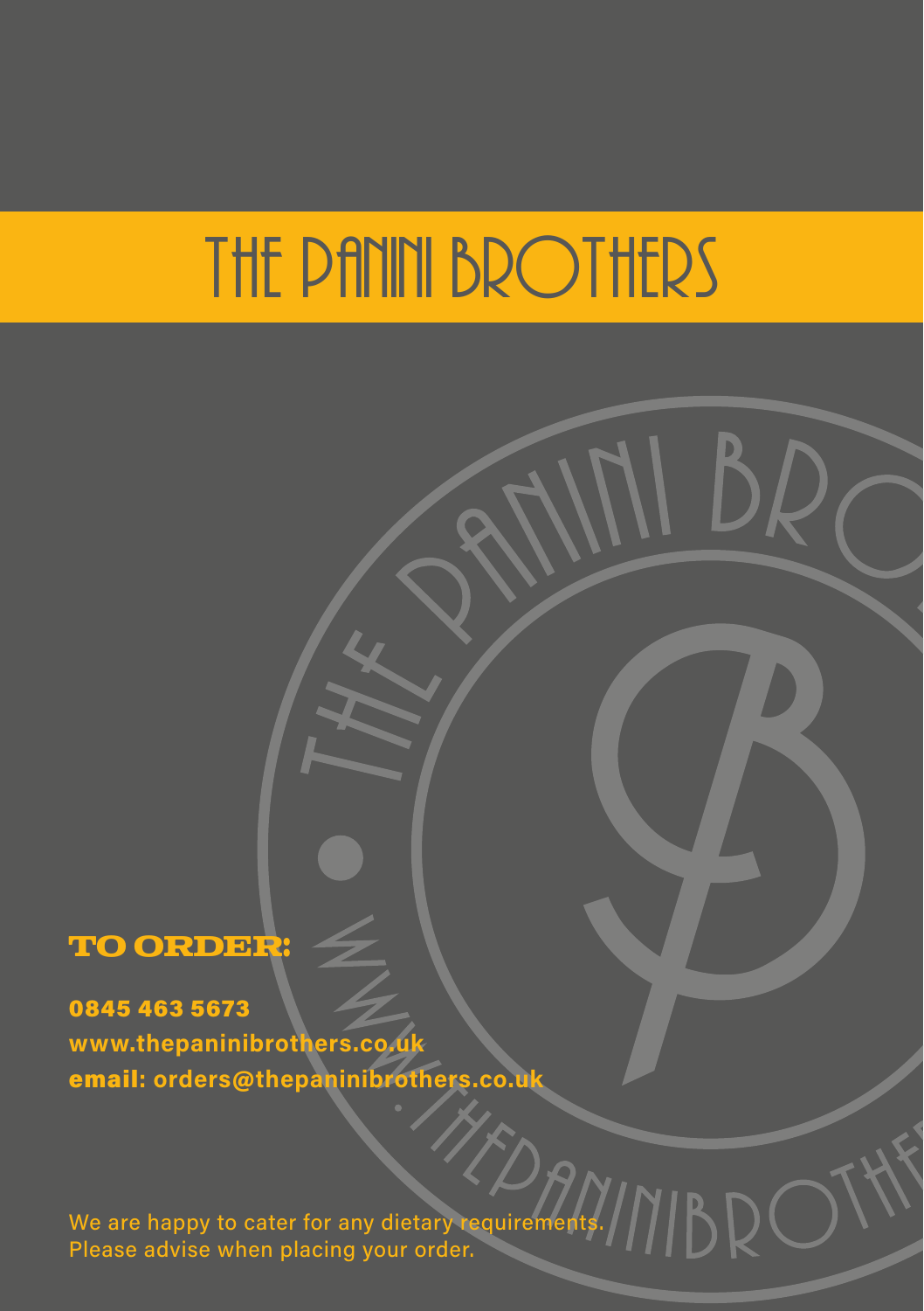# THE PANINI BROTHERS

**TO ORDER:**

**0845 463 5673**
**www.thepaninibrothers.co.uk**
**email: orders@thepaninibrothers.co.uk**

We are happy to cater for any dietary requirements.
Please advise when placing your order.